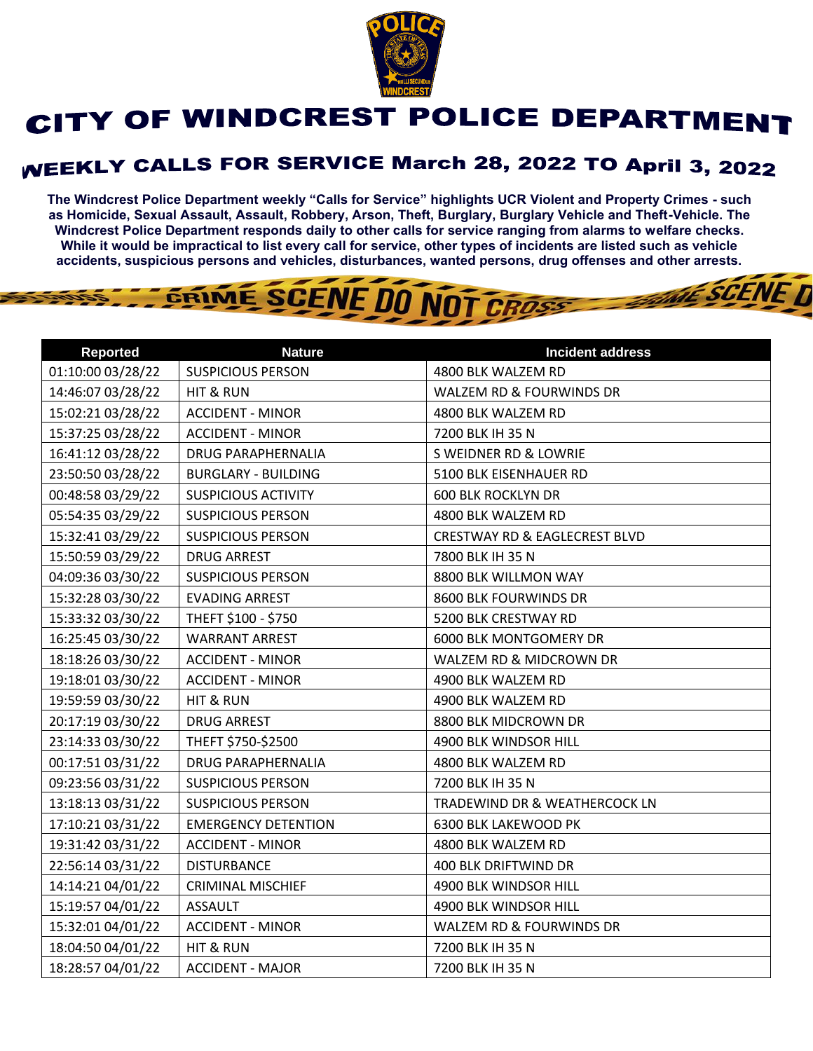# CITY OF WINDCREST POLICE DEPARTMENT

## WEEKLY CALLS FOR SERVICE March 28, 2022 TO April 3, 2022

**The Windcrest Police Department weekly "Calls for Service" highlights UCR Violent and Property Crimes - such as Homicide, Sexual Assault, Assault, Robbery, Arson, Theft, Burglary, Burglary Vehicle and Theft-Vehicle. The Windcrest Police Department responds daily to other calls for service ranging from alarms to welfare checks. While it would be impractical to list every call for service, other types of incidents are listed such as vehicle accidents, suspicious persons and vehicles, disturbances, wanted persons, drug offenses and other arrests.**

| Reported | Nature | Incident address |
|---|---|---|
| 01:10:00 03/28/22 | SUSPICIOUS PERSON | 4800 BLK WALZEM RD |
| 14:46:07 03/28/22 | HIT & RUN | WALZEM RD & FOURWINDS DR |
| 15:02:21 03/28/22 | ACCIDENT - MINOR | 4800 BLK WALZEM RD |
| 15:37:25 03/28/22 | ACCIDENT - MINOR | 7200 BLK IH 35 N |
| 16:41:12 03/28/22 | DRUG PARAPHERNALIA | S WEIDNER RD & LOWRIE |
| 23:50:50 03/28/22 | BURGLARY - BUILDING | 5100 BLK EISENHAUER RD |
| 00:48:58 03/29/22 | SUSPICIOUS ACTIVITY | 600 BLK ROCKLYN DR |
| 05:54:35 03/29/22 | SUSPICIOUS PERSON | 4800 BLK WALZEM RD |
| 15:32:41 03/29/22 | SUSPICIOUS PERSON | CRESTWAY RD & EAGLECREST BLVD |
| 15:50:59 03/29/22 | DRUG ARREST | 7800 BLK IH 35 N |
| 04:09:36 03/30/22 | SUSPICIOUS PERSON | 8800 BLK WILLMON WAY |
| 15:32:28 03/30/22 | EVADING ARREST | 8600 BLK FOURWINDS DR |
| 15:33:32 03/30/22 | THEFT $100 - $750 | 5200 BLK CRESTWAY RD |
| 16:25:45 03/30/22 | WARRANT ARREST | 6000 BLK MONTGOMERY DR |
| 18:18:26 03/30/22 | ACCIDENT - MINOR | WALZEM RD & MIDCROWN DR |
| 19:18:01 03/30/22 | ACCIDENT - MINOR | 4900 BLK WALZEM RD |
| 19:59:59 03/30/22 | HIT & RUN | 4900 BLK WALZEM RD |
| 20:17:19 03/30/22 | DRUG ARREST | 8800 BLK MIDCROWN DR |
| 23:14:33 03/30/22 | THEFT $750-$2500 | 4900 BLK WINDSOR HILL |
| 00:17:51 03/31/22 | DRUG PARAPHERNALIA | 4800 BLK WALZEM RD |
| 09:23:56 03/31/22 | SUSPICIOUS PERSON | 7200 BLK IH 35 N |
| 13:18:13 03/31/22 | SUSPICIOUS PERSON | TRADEWIND DR & WEATHERCOCK LN |
| 17:10:21 03/31/22 | EMERGENCY DETENTION | 6300 BLK LAKEWOOD PK |
| 19:31:42 03/31/22 | ACCIDENT - MINOR | 4800 BLK WALZEM RD |
| 22:56:14 03/31/22 | DISTURBANCE | 400 BLK DRIFTWIND DR |
| 14:14:21 04/01/22 | CRIMINAL MISCHIEF | 4900 BLK WINDSOR HILL |
| 15:19:57 04/01/22 | ASSAULT | 4900 BLK WINDSOR HILL |
| 15:32:01 04/01/22 | ACCIDENT - MINOR | WALZEM RD & FOURWINDS DR |
| 18:04:50 04/01/22 | HIT & RUN | 7200 BLK IH 35 N |
| 18:28:57 04/01/22 | ACCIDENT - MAJOR | 7200 BLK IH 35 N |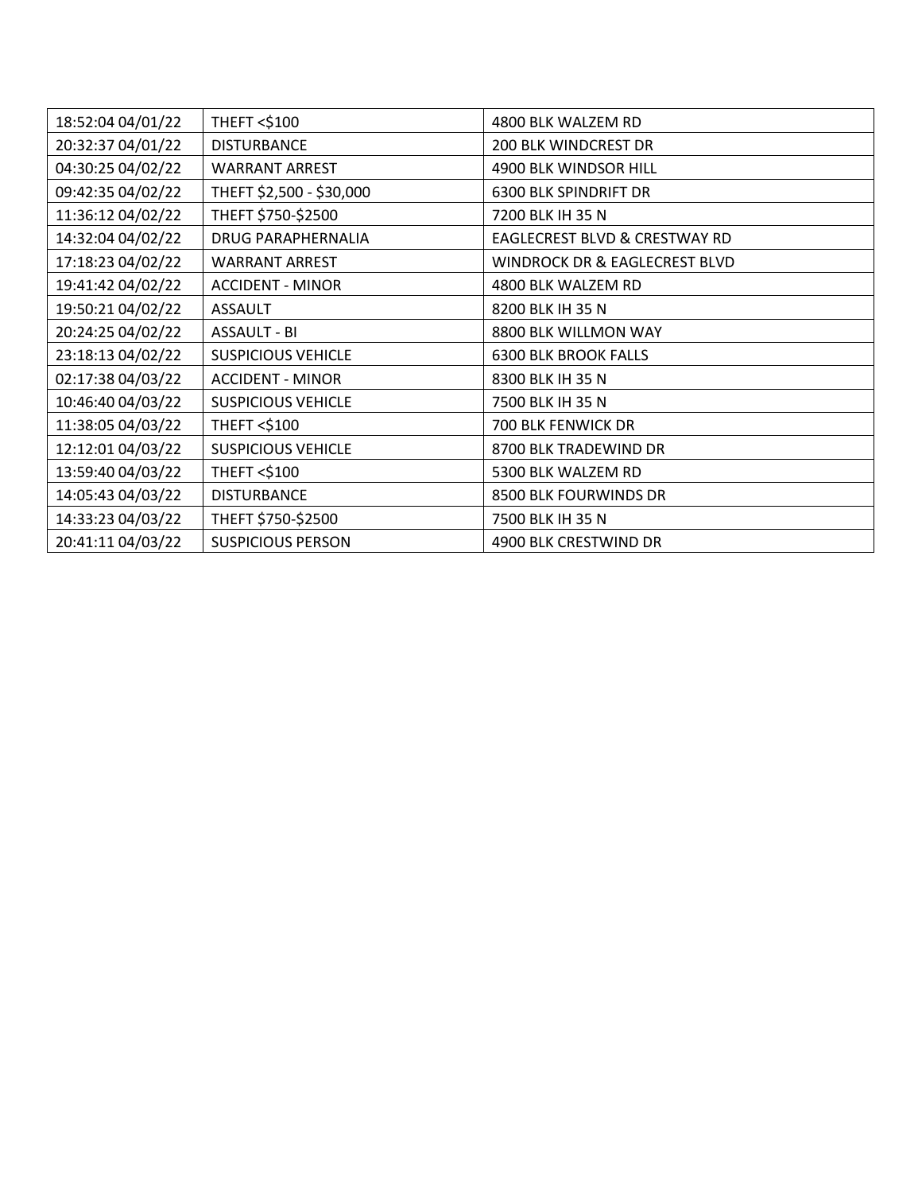| | | |
|---|---|---|
| 18:52:04 04/01/22 | THEFT <$100 | 4800 BLK WALZEM RD |
| 20:32:37 04/01/22 | DISTURBANCE | 200 BLK WINDCREST DR |
| 04:30:25 04/02/22 | WARRANT ARREST | 4900 BLK WINDSOR HILL |
| 09:42:35 04/02/22 | THEFT $2,500 - $30,000 | 6300 BLK SPINDRIFT DR |
| 11:36:12 04/02/22 | THEFT $750-$2500 | 7200 BLK IH 35 N |
| 14:32:04 04/02/22 | DRUG PARAPHERNALIA | EAGLECREST BLVD & CRESTWAY RD |
| 17:18:23 04/02/22 | WARRANT ARREST | WINDROCK DR & EAGLECREST BLVD |
| 19:41:42 04/02/22 | ACCIDENT - MINOR | 4800 BLK WALZEM RD |
| 19:50:21 04/02/22 | ASSAULT | 8200 BLK IH 35 N |
| 20:24:25 04/02/22 | ASSAULT - BI | 8800 BLK WILLMON WAY |
| 23:18:13 04/02/22 | SUSPICIOUS VEHICLE | 6300 BLK BROOK FALLS |
| 02:17:38 04/03/22 | ACCIDENT - MINOR | 8300 BLK IH 35 N |
| 10:46:40 04/03/22 | SUSPICIOUS VEHICLE | 7500 BLK IH 35 N |
| 11:38:05 04/03/22 | THEFT <$100 | 700 BLK FENWICK DR |
| 12:12:01 04/03/22 | SUSPICIOUS VEHICLE | 8700 BLK TRADEWIND DR |
| 13:59:40 04/03/22 | THEFT <$100 | 5300 BLK WALZEM RD |
| 14:05:43 04/03/22 | DISTURBANCE | 8500 BLK FOURWINDS DR |
| 14:33:23 04/03/22 | THEFT $750-$2500 | 7500 BLK IH 35 N |
| 20:41:11 04/03/22 | SUSPICIOUS PERSON | 4900 BLK CRESTWIND DR |